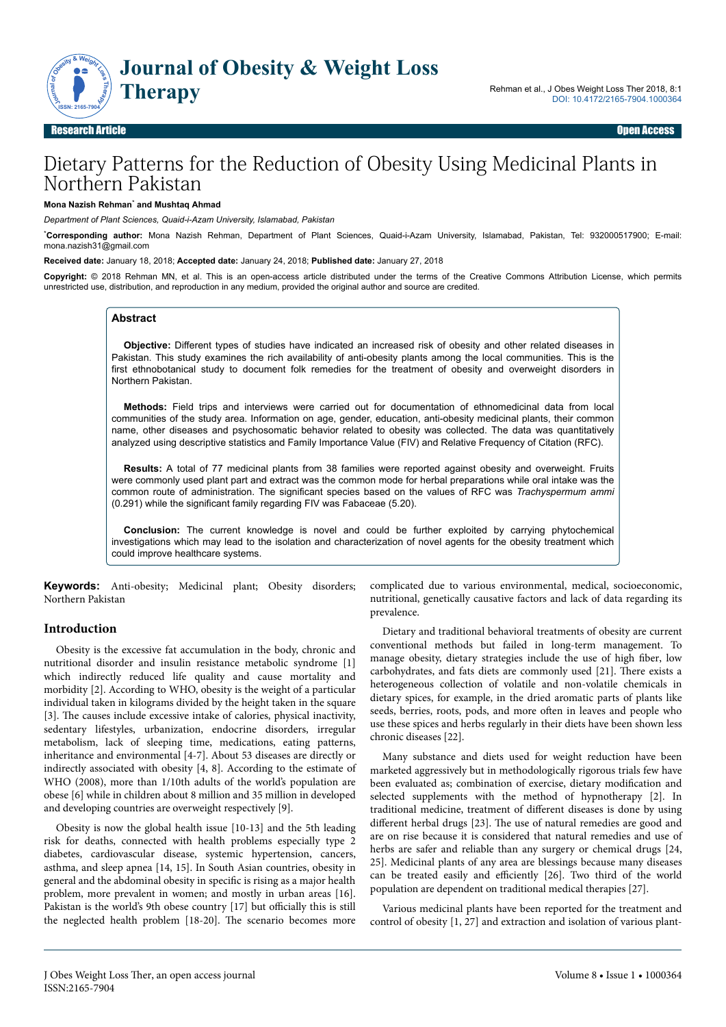Research Article | Open Access

# Dietary Patterns for the Reduction of Obesity Using Medicinal Plants in Northern Pakistan

**Mona Nazish Rehman*** **and Mushtaq Ahmad**

*Department of Plant Sciences, Quaid-i-Azam University, Islamabad, Pakistan*

***Corresponding author:** Mona Nazish Rehman, Department of Plant Sciences, Quaid-i-Azam University, Islamabad, Pakistan, Tel: 932000517900; E-mail: mona.nazish31@gmail.com

**Received date:** January 18, 2018; **Accepted date:** January 24, 2018; **Published date:** January 27, 2018

**Copyright:** © 2018 Rehman MN, et al. This is an open-access article distributed under the terms of the Creative Commons Attribution License, which permits unrestricted use, distribution, and reproduction in any medium, provided the original author and source are credited.

## Abstract

**Objective:** Different types of studies have indicated an increased risk of obesity and other related diseases in Pakistan. This study examines the rich availability of anti-obesity plants among the local communities. This is the first ethnobotanical study to document folk remedies for the treatment of obesity and overweight disorders in Northern Pakistan.

**Methods:** Field trips and interviews were carried out for documentation of ethnomedicinal data from local communities of the study area. Information on age, gender, education, anti-obesity medicinal plants, their common name, other diseases and psychosomatic behavior related to obesity was collected. The data was quantitatively analyzed using descriptive statistics and Family Importance Value (FIV) and Relative Frequency of Citation (RFC).

**Results:** A total of 77 medicinal plants from 38 families were reported against obesity and overweight. Fruits were commonly used plant part and extract was the common mode for herbal preparations while oral intake was the common route of administration. The significant species based on the values of RFC was *Trachyspermum ammi* (0.291) while the significant family regarding FIV was Fabaceae (5.20).

**Conclusion:** The current knowledge is novel and could be further exploited by carrying phytochemical investigations which may lead to the isolation and characterization of novel agents for the obesity treatment which could improve healthcare systems.

**Keywords:** Anti-obesity; Medicinal plant; Obesity disorders; Northern Pakistan

## Introduction

Obesity is the excessive fat accumulation in the body, chronic and nutritional disorder and insulin resistance metabolic syndrome [1] which indirectly reduced life quality and cause mortality and morbidity [2]. According to WHO, obesity is the weight of a particular individual taken in kilograms divided by the height taken in the square [3]. The causes include excessive intake of calories, physical inactivity, sedentary lifestyles, urbanization, endocrine disorders, irregular metabolism, lack of sleeping time, medications, eating patterns, inheritance and environmental [4-7]. About 53 diseases are directly or indirectly associated with obesity [4, 8]. According to the estimate of WHO (2008), more than 1/10th adults of the world's population are obese [6] while in children about 8 million and 35 million in developed and developing countries are overweight respectively [9].

Obesity is now the global health issue [10-13] and the 5th leading risk for deaths, connected with health problems especially type 2 diabetes, cardiovascular disease, systemic hypertension, cancers, asthma, and sleep apnea [14, 15]. In South Asian countries, obesity in general and the abdominal obesity in specific is rising as a major health problem, more prevalent in women; and mostly in urban areas [16]. Pakistan is the world's 9th obese country [17] but officially this is still the neglected health problem [18-20]. The scenario becomes more complicated due to various environmental, medical, socioeconomic, nutritional, genetically causative factors and lack of data regarding its prevalence.

Dietary and traditional behavioral treatments of obesity are current conventional methods but failed in long-term management. To manage obesity, dietary strategies include the use of high fiber, low carbohydrates, and fats diets are commonly used [21]. There exists a heterogeneous collection of volatile and non-volatile chemicals in dietary spices, for example, in the dried aromatic parts of plants like seeds, berries, roots, pods, and more often in leaves and people who use these spices and herbs regularly in their diets have been shown less chronic diseases [22].

Many substance and diets used for weight reduction have been marketed aggressively but in methodologically rigorous trials few have been evaluated as; combination of exercise, dietary modification and selected supplements with the method of hypnotherapy [2]. In traditional medicine, treatment of different diseases is done by using different herbal drugs [23]. The use of natural remedies are good and are on rise because it is considered that natural remedies and use of herbs are safer and reliable than any surgery or chemical drugs [24, 25]. Medicinal plants of any area are blessings because many diseases can be treated easily and efficiently [26]. Two third of the world population are dependent on traditional medical therapies [27].

Various medicinal plants have been reported for the treatment and control of obesity [1, 27] and extraction and isolation of various plant-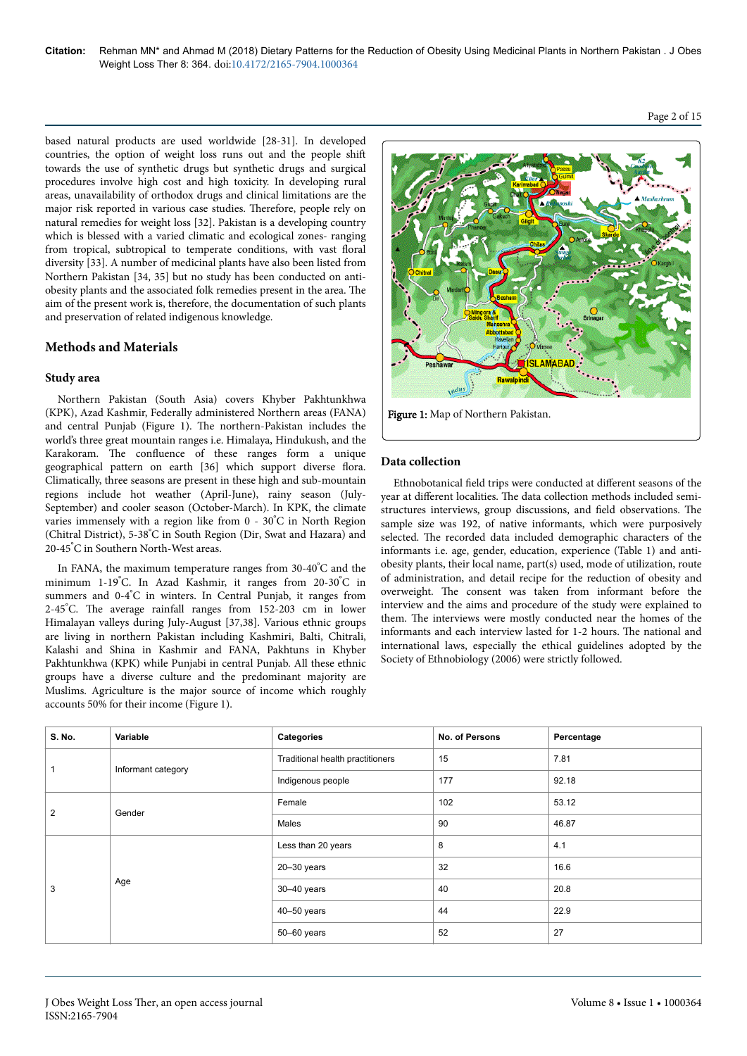based natural products are used worldwide [28-31]. In developed countries, the option of weight loss runs out and the people shift towards the use of synthetic drugs but synthetic drugs and surgical procedures involve high cost and high toxicity. In developing rural areas, unavailability of orthodox drugs and clinical limitations are the major risk reported in various case studies. Therefore, people rely on natural remedies for weight loss [32]. Pakistan is a developing country which is blessed with a varied climatic and ecological zones- ranging from tropical, subtropical to temperate conditions, with vast floral diversity [33]. A number of medicinal plants have also been listed from Northern Pakistan [34, 35] but no study has been conducted on anti-obesity plants and the associated folk remedies present in the area. The aim of the present work is, therefore, the documentation of such plants and preservation of related indigenous knowledge.

## Methods and Materials

### Study area

Northern Pakistan (South Asia) covers Khyber Pakhtunkhwa (KPK), Azad Kashmir, Federally administered Northern areas (FANA) and central Punjab (Figure 1). The northern-Pakistan includes the world's three great mountain ranges i.e. Himalaya, Hindukush, and the Karakoram. The confluence of these ranges form a unique geographical pattern on earth [36] which support diverse flora. Climatically, three seasons are present in these high and sub-mountain regions include hot weather (April-June), rainy season (July-September) and cooler season (October-March). In KPK, the climate varies immensely with a region like from 0 - 30°C in North Region (Chitral District), 5-38°C in South Region (Dir, Swat and Hazara) and 20-45°C in Southern North-West areas.

In FANA, the maximum temperature ranges from 30-40°C and the minimum 1-19°C. In Azad Kashmir, it ranges from 20-30°C in summers and 0-4°C in winters. In Central Punjab, it ranges from 2-45°C. The average rainfall ranges from 152-203 cm in lower Himalayan valleys during July-August [37,38]. Various ethnic groups are living in northern Pakistan including Kashmiri, Balti, Chitrali, Kalashi and Shina in Kashmir and FANA, Pakhtuns in Khyber Pakhtunkhwa (KPK) while Punjabi in central Punjab. All these ethnic groups have a diverse culture and the predominant majority are Muslims. Agriculture is the major source of income which roughly accounts 50% for their income (Figure 1).

Figure 1: Map of Northern Pakistan.

### Data collection

Ethnobotanical field trips were conducted at different seasons of the year at different localities. The data collection methods included semi-structures interviews, group discussions, and field observations. The sample size was 192, of native informants, which were purposively selected. The recorded data included demographic characters of the informants i.e. age, gender, education, experience (Table 1) and anti-obesity plants, their local name, part(s) used, mode of utilization, route of administration, and detail recipe for the reduction of obesity and overweight. The consent was taken from informant before the interview and the aims and procedure of the study were explained to them. The interviews were mostly conducted near the homes of the informants and each interview lasted for 1-2 hours. The national and international laws, especially the ethical guidelines adopted by the Society of Ethnobiology (2006) were strictly followed.

| S. No. | Variable | Categories | No. of Persons | Percentage |
|---|---|---|---|---|
| 1 | Informant category | Traditional health practitioners | 15 | 7.81 |
| | | Indigenous people | 177 | 92.18 |
| 2 | Gender | Female | 102 | 53.12 |
| | | Males | 90 | 46.87 |
| 3 | Age | Less than 20 years | 8 | 4.1 |
| | | 20–30 years | 32 | 16.6 |
| | | 30–40 years | 40 | 20.8 |
| | | 40–50 years | 44 | 22.9 |
| | | 50–60 years | 52 | 27 |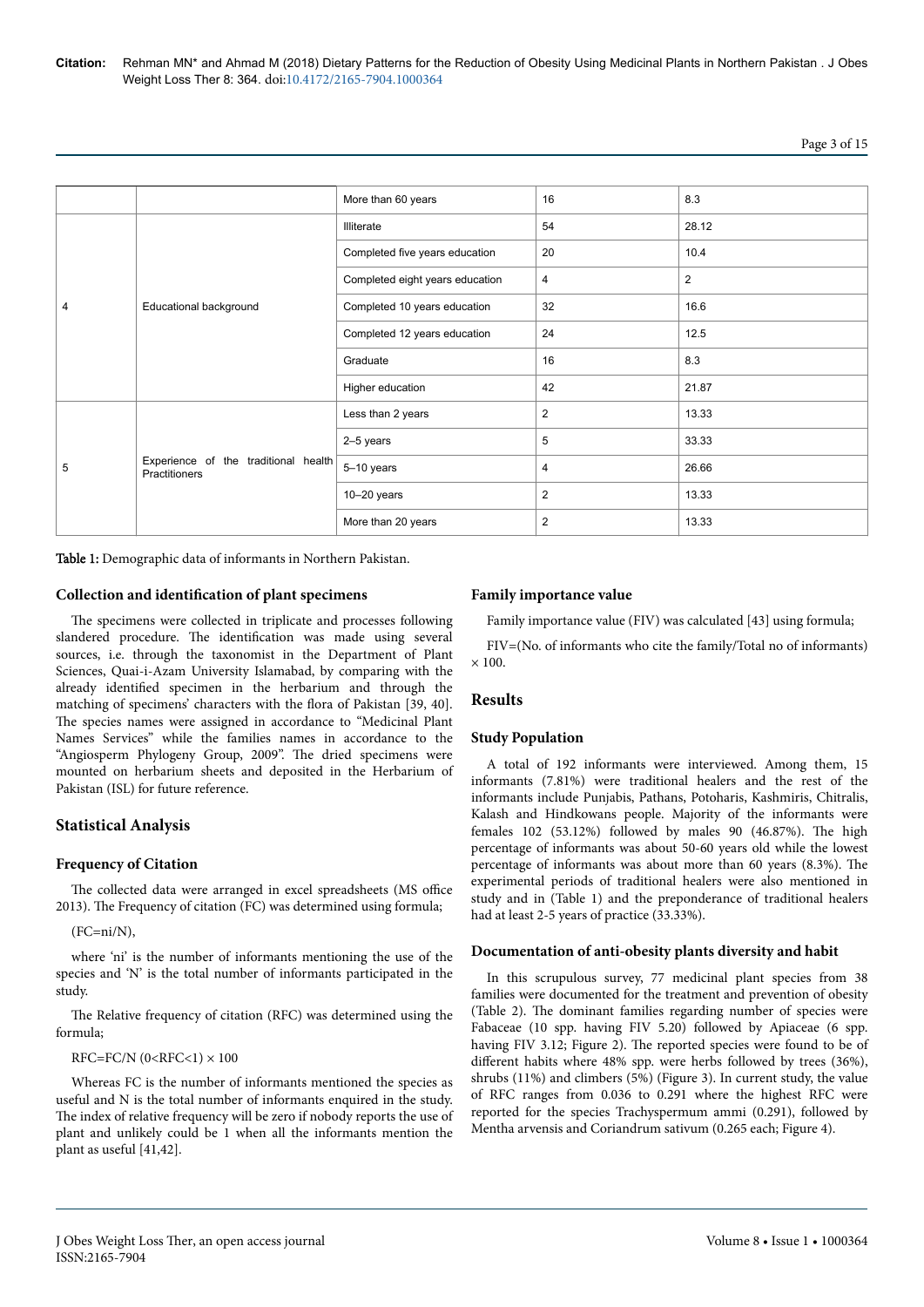| | | More than 60 years | 16 | 8.3 |
|---|---|---|---|---|
| 4 | Educational background | Illiterate | 54 | 28.12 |
| | | Completed five years education | 20 | 10.4 |
| | | Completed eight years education | 4 | 2 |
| | | Completed 10 years education | 32 | 16.6 |
| | | Completed 12 years education | 24 | 12.5 |
| | | Graduate | 16 | 8.3 |
| | | Higher education | 42 | 21.87 |
| 5 | Experience of the traditional health Practitioners | Less than 2 years | 2 | 13.33 |
| | | 2–5 years | 5 | 33.33 |
| | | 5–10 years | 4 | 26.66 |
| | | 10–20 years | 2 | 13.33 |
| | | More than 20 years | 2 | 13.33 |

**Table 1:** Demographic data of informants in Northern Pakistan.

### Collection and identification of plant specimens

The specimens were collected in triplicate and processes following slandered procedure. The identification was made using several sources, i.e. through the taxonomist in the Department of Plant Sciences, Quai-i-Azam University Islamabad, by comparing with the already identified specimen in the herbarium and through the matching of specimens' characters with the flora of Pakistan [39, 40]. The species names were assigned in accordance to "Medicinal Plant Names Services" while the families names in accordance to the "Angiosperm Phylogeny Group, 2009". The dried specimens were mounted on herbarium sheets and deposited in the Herbarium of Pakistan (ISL) for future reference.

## Statistical Analysis

### Frequency of Citation

The collected data were arranged in excel spreadsheets (MS office 2013). The Frequency of citation (FC) was determined using formula;

(FC=ni/N),

where 'ni' is the number of informants mentioning the use of the species and 'N' is the total number of informants participated in the study.

The Relative frequency of citation (RFC) was determined using the formula;

RFC=FC/N (0<RFC<1) × 100

Whereas FC is the number of informants mentioned the species as useful and N is the total number of informants enquired in the study. The index of relative frequency will be zero if nobody reports the use of plant and unlikely could be 1 when all the informants mention the plant as useful [41,42].

### Family importance value

Family importance value (FIV) was calculated [43] using formula;

FIV=(No. of informants who cite the family/Total no of informants) × 100.

## Results

### Study Population

A total of 192 informants were interviewed. Among them, 15 informants (7.81%) were traditional healers and the rest of the informants include Punjabis, Pathans, Potoharis, Kashmiris, Chitralis, Kalash and Hindkowans people. Majority of the informants were females 102 (53.12%) followed by males 90 (46.87%). The high percentage of informants was about 50-60 years old while the lowest percentage of informants was about more than 60 years (8.3%). The experimental periods of traditional healers were also mentioned in study and in (Table 1) and the preponderance of traditional healers had at least 2-5 years of practice (33.33%).

### Documentation of anti-obesity plants diversity and habit

In this scrupulous survey, 77 medicinal plant species from 38 families were documented for the treatment and prevention of obesity (Table 2). The dominant families regarding number of species were Fabaceae (10 spp. having FIV 5.20) followed by Apiaceae (6 spp. having FIV 3.12; Figure 2). The reported species were found to be of different habits where 48% spp. were herbs followed by trees (36%), shrubs (11%) and climbers (5%) (Figure 3). In current study, the value of RFC ranges from 0.036 to 0.291 where the highest RFC were reported for the species Trachyspermum ammi (0.291), followed by Mentha arvensis and Coriandrum sativum (0.265 each; Figure 4).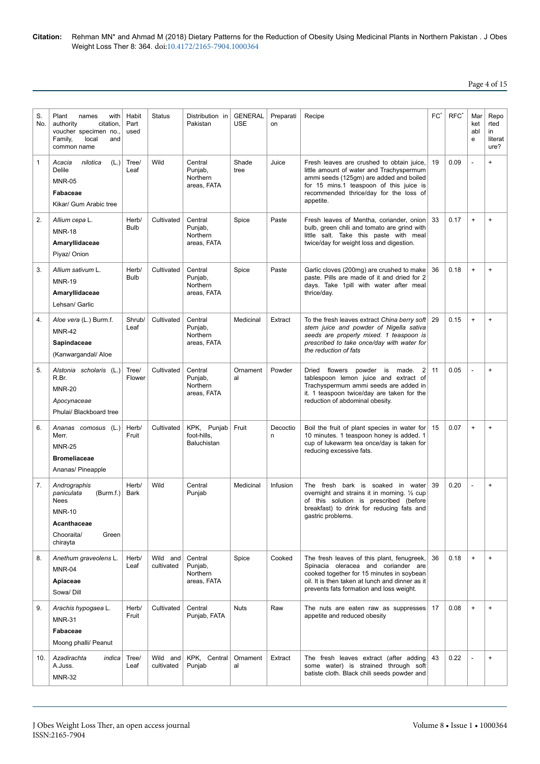| S. No. | Plant names with authority citation, voucher specimen no., Family, local and common name | Habit Part used | Status | Distribution in Pakistan | GENERAL USE | Preparation | Recipe | FC* | RFC* | Marketable | Reported in literature? |
|---|---|---|---|---|---|---|---|---|---|---|---|
| 1 | *Acacia nilotica* (L.) Delile<br>MNR-05<br>**Fabaceae**<br>Kikar/ Gum Arabic tree | Tree/ Leaf | Wild | Central Punjab, Northern areas, FATA | Shade tree | Juice | Fresh leaves are crushed to obtain juice, little amount of water and Trachyspermum ammi seeds (125gm) are added and boiled for 15 mins.1 teaspoon of this juice is recommended thrice/day for the loss of appetite. | 19 | 0.09 | - | + |
| 2. | *Allium cepa* L.<br>MNR-18<br>**Amaryllidaceae**<br>Piyaz/ Onion | Herb/ Bulb | Cultivated | Central Punjab, Northern areas, FATA | Spice | Paste | Fresh leaves of Mentha, coriander, onion bulb, green chili and tomato are grind with little salt. Take this paste with meal twice/day for weight loss and digestion. | 33 | 0.17 | + | + |
| 3. | *Allium sativum* L.<br>MNR-19<br>**Amaryllidaceae**<br>Lehsan/ Garlic | Herb/ Bulb | Cultivated | Central Punjab, Northern areas, FATA | Spice | Paste | Garlic cloves (200mg) are crushed to make paste. Pills are made of it and dried for 2 days. Take 1pill with water after meal thrice/day. | 36 | 0.18 | + | + |
| 4. | *Aloe vera* (L.) Burm.f.<br>MNR-42<br>**Sapindaceae**<br>(Kanwargandal/ Aloe | Shrub/ Leaf | Cultivated | Central Punjab, Northern areas, FATA | Medicinal | Extract | To the fresh leaves extract *China berry soft stem juice and powder of Nigella sativa seeds are properly mixed. 1 teaspoon is prescribed to take once/day with water for the reduction of fats* | 29 | 0.15 | + | + |
| 5. | *Alstonia scholaris* (L.) R.Br.<br>MNR-20<br>*Apocynaceae*<br>Phulai/ Blackboard tree | Tree/ Flower | Cultivated | Central Punjab, Northern areas, FATA | Ornamental | Powder | Dried flowers powder is made. 2 tablespoon lemon juice and extract of Trachyspermum ammi seeds are added in it. 1 teaspoon twice/day are taken for the reduction of abdominal obesity. | 11 | 0.05 | - | + |
| 6. | *Ananas comosus* (L.) Merr.<br>MNR-25<br>**Bromeliaceae**<br>Ananas/ Pineapple | Herb/ Fruit | Cultivated | KPK, Punjab foot-hills, Baluchistan | Fruit | Decoction | Boil the fruit of plant species in water for 10 minutes. 1 teaspoon honey is added. 1 cup of lukewarm tea once/day is taken for reducing excessive fats. | 15 | 0.07 | + | + |
| 7. | *Andrographis paniculata* (Burm.f.) Nees<br>MNR-10<br>**Acanthaceae**<br>Chooraita/ Green chirayta | Herb/ Bark | Wild | Central Punjab | Medicinal | Infusion | The fresh bark is soaked in water overnight and strains it in morning. ½ cup of this solution is prescribed (before breakfast) to drink for reducing fats and gastric problems. | 39 | 0.20 | - | + |
| 8. | *Anethum graveolens* L.<br>MNR-04<br>**Apiaceae**<br>Sowa/ Dill | Herb/ Leaf | Wild and cultivated | Central Punjab, Northern areas, FATA | Spice | Cooked | The fresh leaves of this plant, fenugreek, Spinacia oleracea and coriander are cooked together for 15 minutes in soybean oil. It is then taken at lunch and dinner as it prevents fats formation and loss weight. | 36 | 0.18 | + | + |
| 9. | *Arachis hypogaea* L.<br>MNR-31<br>**Fabaceae**<br>Moong phalli/ Peanut | Herb/ Fruit | Cultivated | Central Punjab, FATA | Nuts | Raw | The nuts are eaten raw as suppresses appetite and reduced obesity | 17 | 0.08 | + | + |
| 10. | *Azadirachta indica* A.Juss.<br>MNR-32 | Tree/ Leaf | Wild and cultivated | KPK, Central Punjab | Ornamental | Extract | The fresh leaves extract (after adding some water) is strained through soft batiste cloth. Black chili seeds powder and | 43 | 0.22 | - | + |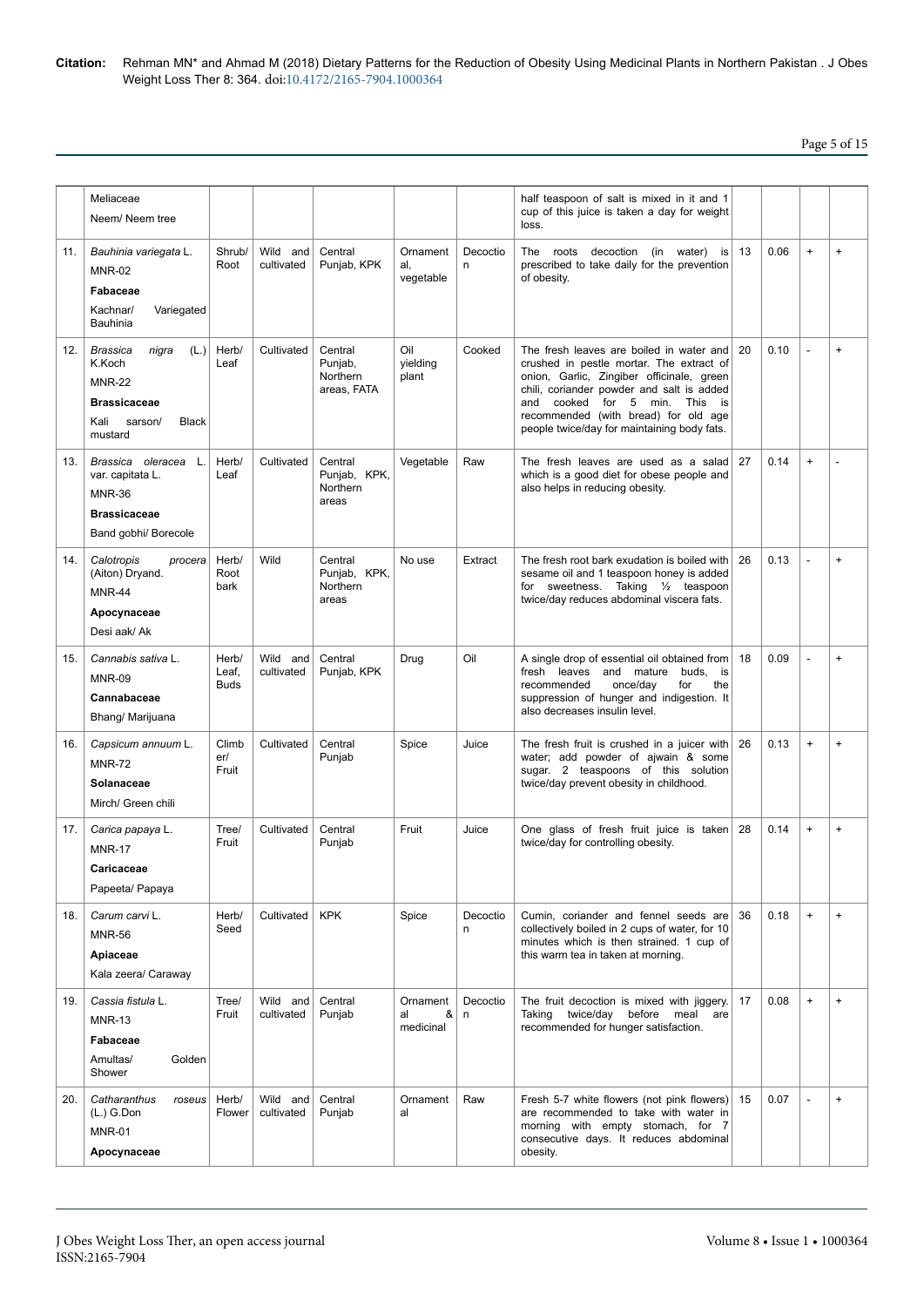| | | | | | | | | | | |
|---|---|---|---|---|---|---|---|---|---|---|
| | Meliaceae<br>Neem/ Neem tree | | | | | | half teaspoon of salt is mixed in it and 1 cup of this juice is taken a day for weight loss. | | | | |
| 11. | *Bauhinia variegata* L.<br>MNR-02<br>**Fabaceae**<br>Kachnar/ Variegated Bauhinia | Shrub/ Root | Wild and cultivated | Central Punjab, KPK | Ornamental, vegetable | Decoction | The roots decoction (in water) is prescribed to take daily for the prevention of obesity. | 13 | 0.06 | + | + |
| 12. | *Brassica nigra* (L.) K.Koch<br>MNR-22<br>**Brassicaceae**<br>Kali sarson/ Black mustard | Herb/ Leaf | Cultivated | Central Punjab, Northern areas, FATA | Oil yielding plant | Cooked | The fresh leaves are boiled in water and crushed in pestle mortar. The extract of onion, Garlic, Zingiber officinale, green chili, coriander powder and salt is added and cooked for 5 min. This is recommended (with bread) for old age people twice/day for maintaining body fats. | 20 | 0.10 | - | + |
| 13. | *Brassica oleracea* L. var. capitata L.<br>MNR-36<br>**Brassicaceae**<br>Band gobhi/ Borecole | Herb/ Leaf | Cultivated | Central Punjab, KPK, Northern areas | Vegetable | Raw | The fresh leaves are used as a salad which is a good diet for obese people and also helps in reducing obesity. | 27 | 0.14 | + | - |
| 14. | *Calotropis procera* (Aiton) Dryand.<br>MNR-44<br>**Apocynaceae**<br>Desi aak/ Ak | Herb/ Root bark | Wild | Central Punjab, KPK, Northern areas | No use | Extract | The fresh root bark exudation is boiled with sesame oil and 1 teaspoon honey is added for sweetness. Taking ½ teaspoon twice/day reduces abdominal viscera fats. | 26 | 0.13 | - | + |
| 15. | *Cannabis sativa* L.<br>MNR-09<br>**Cannabaceae**<br>Bhang/ Marijuana | Herb/ Leaf, Buds | Wild and cultivated | Central Punjab, KPK | Drug | Oil | A single drop of essential oil obtained from fresh leaves and mature buds, is recommended once/day for the suppression of hunger and indigestion. It also decreases insulin level. | 18 | 0.09 | - | + |
| 16. | *Capsicum annuum* L.<br>MNR-72<br>**Solanaceae**<br>Mirch/ Green chili | Climber/ Fruit | Cultivated | Central Punjab | Spice | Juice | The fresh fruit is crushed in a juicer with water; add powder of ajwain & some sugar. 2 teaspoons of this solution twice/day prevent obesity in childhood. | 26 | 0.13 | + | + |
| 17. | *Carica papaya* L.<br>MNR-17<br>**Caricaceae**<br>Papeeta/ Papaya | Tree/ Fruit | Cultivated | Central Punjab | Fruit | Juice | One glass of fresh fruit juice is taken twice/day for controlling obesity. | 28 | 0.14 | + | + |
| 18. | *Carum carvi* L.<br>MNR-56<br>**Apiaceae**<br>Kala zeera/ Caraway | Herb/ Seed | Cultivated | KPK | Spice | Decoction | Cumin, coriander and fennel seeds are collectively boiled in 2 cups of water, for 10 minutes which is then strained. 1 cup of this warm tea in taken at morning. | 36 | 0.18 | + | + |
| 19. | *Cassia fistula* L.<br>MNR-13<br>**Fabaceae**<br>Amultas/ Golden Shower | Tree/ Fruit | Wild and cultivated | Central Punjab | Ornamental & medicinal | Decoction | The fruit decoction is mixed with jiggery. Taking twice/day before meal are recommended for hunger satisfaction. | 17 | 0.08 | + | + |
| 20. | *Catharanthus roseus* (L.) G.Don<br>MNR-01<br>**Apocynaceae** | Herb/ Flower | Wild and cultivated | Central Punjab | Ornamental | Raw | Fresh 5-7 white flowers (not pink flowers) are recommended to take with water in morning with empty stomach, for 7 consecutive days. It reduces abdominal obesity. | 15 | 0.07 | - | + |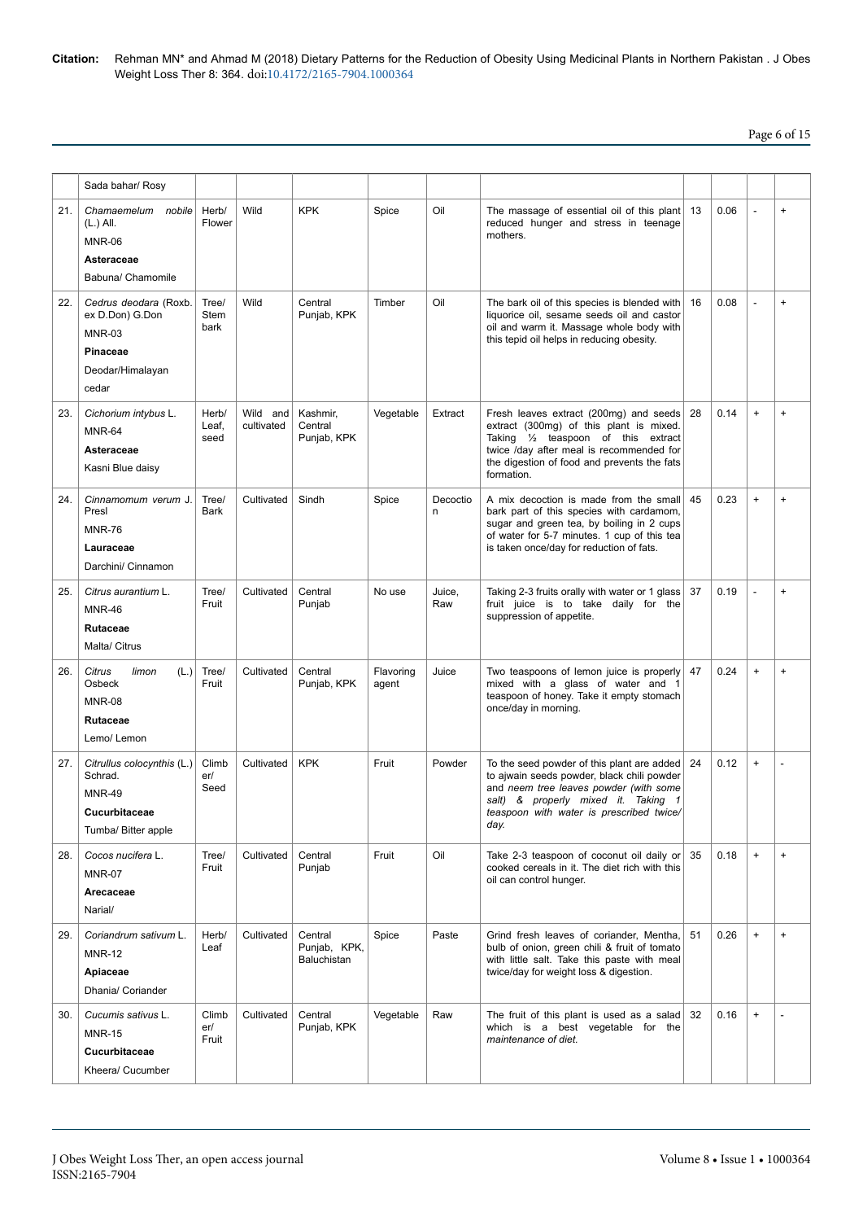| | | | | | | | | | | | |
|---|---|---|---|---|---|---|---|---|---|---|---|
| | Sada bahar/ Rosy | | | | | | | | | | |
| 21. | *Chamaemelum nobile* (L.) All.<br>MNR-06<br>**Asteraceae**<br>Babuna/ Chamomile | Herb/ Flower | Wild | KPK | Spice | Oil | The massage of essential oil of this plant reduced hunger and stress in teenage mothers. | 13 | 0.06 | - | + |
| 22. | *Cedrus deodara* (Roxb. ex D.Don) G.Don<br>MNR-03<br>**Pinaceae**<br>Deodar/Himalayan cedar | Tree/ Stem bark | Wild | Central Punjab, KPK | Timber | Oil | The bark oil of this species is blended with liquorice oil, sesame seeds oil and castor oil and warm it. Massage whole body with this tepid oil helps in reducing obesity. | 16 | 0.08 | - | + |
| 23. | *Cichorium intybus* L.<br>MNR-64<br>**Asteraceae**<br>Kasni Blue daisy | Herb/ Leaf, seed | Wild and cultivated | Kashmir, Central Punjab, KPK | Vegetable | Extract | Fresh leaves extract (200mg) and seeds extract (300mg) of this plant is mixed. Taking ½ teaspoon of this extract twice /day after meal is recommended for the digestion of food and prevents the fats formation. | 28 | 0.14 | + | + |
| 24. | *Cinnamomum verum* J. Presl<br>MNR-76<br>**Lauraceae**<br>Darchini/ Cinnamon | Tree/ Bark | Cultivated | Sindh | Spice | Decoction | A mix decoction is made from the small bark part of this species with cardamom, sugar and green tea, by boiling in 2 cups of water for 5-7 minutes. 1 cup of this tea is taken once/day for reduction of fats. | 45 | 0.23 | + | + |
| 25. | *Citrus aurantium* L.<br>MNR-46<br>**Rutaceae**<br>Malta/ Citrus | Tree/ Fruit | Cultivated | Central Punjab | No use | Juice, Raw | Taking 2-3 fruits orally with water or 1 glass fruit juice is to take daily for the suppression of appetite. | 37 | 0.19 | - | + |
| 26. | *Citrus limon* (L.) Osbeck<br>MNR-08<br>**Rutaceae**<br>Lemo/ Lemon | Tree/ Fruit | Cultivated | Central Punjab, KPK | Flavoring agent | Juice | Two teaspoons of lemon juice is properly mixed with a glass of water and 1 teaspoon of honey. Take it empty stomach once/day in morning. | 47 | 0.24 | + | + |
| 27. | *Citrullus colocynthis* (L.) Schrad.<br>MNR-49<br>**Cucurbitaceae**<br>Tumba/ Bitter apple | Climber/ Seed | Cultivated | KPK | Fruit | Powder | To the seed powder of this plant are added to ajwain seeds powder, black chili powder and *neem tree leaves powder (with some salt) & properly mixed it. Taking 1 teaspoon with water is prescribed twice/ day.* | 24 | 0.12 | + | - |
| 28. | *Cocos nucifera* L.<br>MNR-07<br>**Arecaceae**<br>Narial/ | Tree/ Fruit | Cultivated | Central Punjab | Fruit | Oil | Take 2-3 teaspoon of coconut oil daily or cooked cereals in it. The diet rich with this oil can control hunger. | 35 | 0.18 | + | + |
| 29. | *Coriandrum sativum* L.<br>MNR-12<br>**Apiaceae**<br>Dhania/ Coriander | Herb/ Leaf | Cultivated | Central Punjab, KPK, Baluchistan | Spice | Paste | Grind fresh leaves of coriander, Mentha, bulb of onion, green chili & fruit of tomato with little salt. Take this paste with meal twice/day for weight loss & digestion. | 51 | 0.26 | + | + |
| 30. | *Cucumis sativus* L.<br>MNR-15<br>**Cucurbitaceae**<br>Kheera/ Cucumber | Climber/ Fruit | Cultivated | Central Punjab, KPK | Vegetable | Raw | The fruit of this plant is used as a salad which is a best vegetable for the *maintenance of diet.* | 32 | 0.16 | + | - |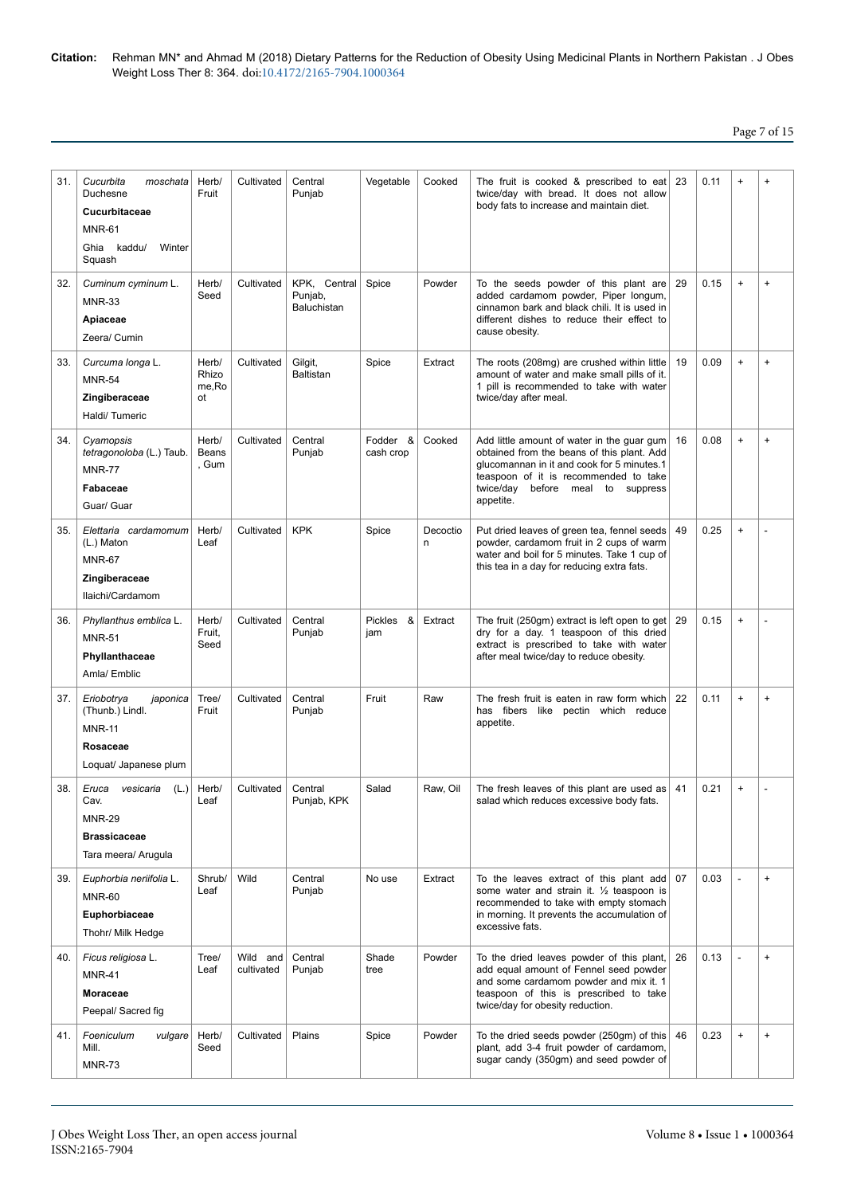| 31. | *Cucurbita moschata* Duchesne<br>**Cucurbitaceae**<br>MNR-61<br>Ghia kaddu/ Winter Squash | Herb/ Fruit | Cultivated | Central Punjab | Vegetable | Cooked | The fruit is cooked & prescribed to eat twice/day with bread. It does not allow body fats to increase and maintain diet. | 23 | 0.11 | + | + |
|---|---|---|---|---|---|---|---|---|---|---|---|
| 32. | *Cuminum cyminum* L.<br>MNR-33<br>**Apiaceae**<br>Zeera/ Cumin | Herb/ Seed | Cultivated | KPK, Central Punjab, Baluchistan | Spice | Powder | To the seeds powder of this plant are added cardamom powder, Piper longum, cinnamon bark and black chili. It is used in different dishes to reduce their effect to cause obesity. | 29 | 0.15 | + | + |
| 33. | *Curcuma longa* L.<br>MNR-54<br>**Zingiberaceae**<br>Haldi/ Tumeric | Herb/ Rhizome,Root | Cultivated | Gilgit, Baltistan | Spice | Extract | The roots (208mg) are crushed within little amount of water and make small pills of it. 1 pill is recommended to take with water twice/day after meal. | 19 | 0.09 | + | + |
| 34. | *Cyamopsis tetragonoloba* (L.) Taub.<br>MNR-77<br>**Fabaceae**<br>Guar/ Guar | Herb/ Beans, Gum | Cultivated | Central Punjab | Fodder & cash crop | Cooked | Add little amount of water in the guar gum obtained from the beans of this plant. Add glucomannan in it and cook for 5 minutes.1 teaspoon of it is recommended to take twice/day before meal to suppress appetite. | 16 | 0.08 | + | + |
| 35. | *Elettaria cardamomum* (L.) Maton<br>MNR-67<br>**Zingiberaceae**<br>Ilaichi/Cardamom | Herb/ Leaf | Cultivated | KPK | Spice | Decoction | Put dried leaves of green tea, fennel seeds powder, cardamom fruit in 2 cups of warm water and boil for 5 minutes. Take 1 cup of this tea in a day for reducing extra fats. | 49 | 0.25 | + | - |
| 36. | *Phyllanthus emblica* L.<br>MNR-51<br>**Phyllanthaceae**<br>Amla/ Emblic | Herb/ Fruit, Seed | Cultivated | Central Punjab | Pickles & jam | Extract | The fruit (250gm) extract is left open to get dry for a day. 1 teaspoon of this dried extract is prescribed to take with water after meal twice/day to reduce obesity. | 29 | 0.15 | + | - |
| 37. | *Eriobotrya japonica* (Thunb.) Lindl.<br>MNR-11<br>**Rosaceae**<br>Loquat/ Japanese plum | Tree/ Fruit | Cultivated | Central Punjab | Fruit | Raw | The fresh fruit is eaten in raw form which has fibers like pectin which reduce appetite. | 22 | 0.11 | + | + |
| 38. | *Eruca vesicaria* (L.) Cav.<br>MNR-29<br>**Brassicaceae**<br>Tara meera/ Arugula | Herb/ Leaf | Cultivated | Central Punjab, KPK | Salad | Raw, Oil | The fresh leaves of this plant are used as salad which reduces excessive body fats. | 41 | 0.21 | + | - |
| 39. | *Euphorbia neriifolia* L.<br>MNR-60<br>**Euphorbiaceae**<br>Thohr/ Milk Hedge | Shrub/ Leaf | Wild | Central Punjab | No use | Extract | To the leaves extract of this plant add some water and strain it. ½ teaspoon is recommended to take with empty stomach in morning. It prevents the accumulation of excessive fats. | 07 | 0.03 | - | + |
| 40. | *Ficus religiosa* L.<br>MNR-41<br>**Moraceae**<br>Peepal/ Sacred fig | Tree/ Leaf | Wild and cultivated | Central Punjab | Shade tree | Powder | To the dried leaves powder of this plant, add equal amount of Fennel seed powder and some cardamom powder and mix it. 1 teaspoon of this is prescribed to take twice/day for obesity reduction. | 26 | 0.13 | - | + |
| 41. | *Foeniculum vulgare* Mill.<br>MNR-73 | Herb/ Seed | Cultivated | Plains | Spice | Powder | To the dried seeds powder (250gm) of this plant, add 3-4 fruit powder of cardamom, sugar candy (350gm) and seed powder of | 46 | 0.23 | + | + |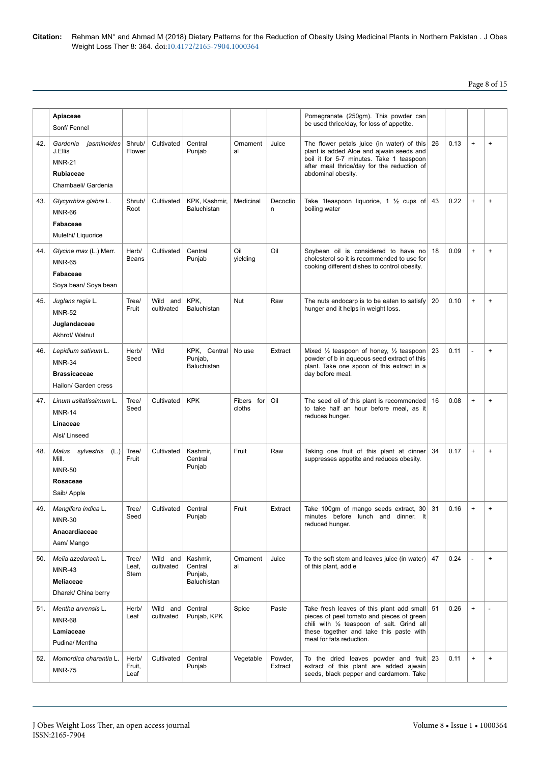| | | | | | | | | | | | |
|---|---|---|---|---|---|---|---|---|---|---|---|
| | **Apiaceae**<br>Sonf/ Fennel | | | | | | Pomegranate (250gm). This powder can be used thrice/day, for loss of appetite. | | | | |
| 42. | *Gardenia jasminoides* J.Ellis<br>MNR-21<br>**Rubiaceae**<br>Chambaeli/ Gardenia | Shrub/ Flower | Cultivated | Central Punjab | Ornamental | Juice | The flower petals juice (in water) of this plant is added Aloe and ajwain seeds and boil it for 5-7 minutes. Take 1 teaspoon after meal thrice/day for the reduction of abdominal obesity. | 26 | 0.13 | + | + |
| 43. | *Glycyrrhiza glabra* L.<br>MNR-66<br>**Fabaceae**<br>Mulethi/ Liquorice | Shrub/ Root | Cultivated | KPK, Kashmir, Baluchistan | Medicinal | Decoction | Take 1teaspoon liquorice, 1 ½ cups of boiling water | 43 | 0.22 | + | + |
| 44. | *Glycine max* (L.) Merr.<br>MNR-65<br>**Fabaceae**<br>Soya bean/ Soya bean | Herb/ Beans | Cultivated | Central Punjab | Oil yielding | Oil | Soybean oil is considered to have no cholesterol so it is recommended to use for cooking different dishes to control obesity. | 18 | 0.09 | + | + |
| 45. | *Juglans regia* L.<br>MNR-52<br>**Juglandaceae**<br>Akhrot/ Walnut | Tree/ Fruit | Wild and cultivated | KPK, Baluchistan | Nut | Raw | The nuts endocarp is to be eaten to satisfy hunger and it helps in weight loss. | 20 | 0.10 | + | + |
| 46. | *Lepidium sativum* L.<br>MNR-34<br>**Brassicaceae**<br>Hailon/ Garden cress | Herb/ Seed | Wild | KPK, Central Punjab, Baluchistan | No use | Extract | Mixed ½ teaspoon of honey, ½ teaspoon powder of b in aqueous seed extract of this plant. Take one spoon of this extract in a day before meal. | 23 | 0.11 | - | + |
| 47. | *Linum usitatissimum* L.<br>MNR-14<br>**Linaceae**<br>Alsi/ Linseed | Tree/ Seed | Cultivated | KPK | Fibers for cloths | Oil | The seed oil of this plant is recommended to take half an hour before meal, as it reduces hunger. | 16 | 0.08 | + | + |
| 48. | *Malus sylvestris* (L.) Mill.<br>MNR-50<br>**Rosaceae**<br>Saib/ Apple | Tree/ Fruit | Cultivated | Kashmir, Central Punjab | Fruit | Raw | Taking one fruit of this plant at dinner suppresses appetite and reduces obesity. | 34 | 0.17 | + | + |
| 49. | *Mangifera indica* L.<br>MNR-30<br>**Anacardiaceae**<br>Aam/ Mango | Tree/ Seed | Cultivated | Central Punjab | Fruit | Extract | Take 100gm of mango seeds extract, 30 minutes before lunch and dinner. It reduced hunger. | 31 | 0.16 | + | + |
| 50. | *Melia azedarach* L.<br>MNR-43<br>**Meliaceae**<br>Dharek/ China berry | Tree/ Leaf, Stem | Wild and cultivated | Kashmir, Central Punjab, Baluchistan | Ornamental | Juice | To the soft stem and leaves juice (in water) of this plant, add e | 47 | 0.24 | - | + |
| 51. | *Mentha arvensis* L.<br>MNR-68<br>**Lamiaceae**<br>Pudina/ Mentha | Herb/ Leaf | Wild and cultivated | Central Punjab, KPK | Spice | Paste | Take fresh leaves of this plant add small pieces of peel tomato and pieces of green chili with ½ teaspoon of salt. Grind all these together and take this paste with meal for fats reduction. | 51 | 0.26 | + | - |
| 52. | *Momordica charantia* L.<br>MNR-75 | Herb/ Fruit, Leaf | Cultivated | Central Punjab | Vegetable | Powder, Extract | To the dried leaves powder and fruit extract of this plant are added ajwain seeds, black pepper and cardamom. Take | 23 | 0.11 | + | + |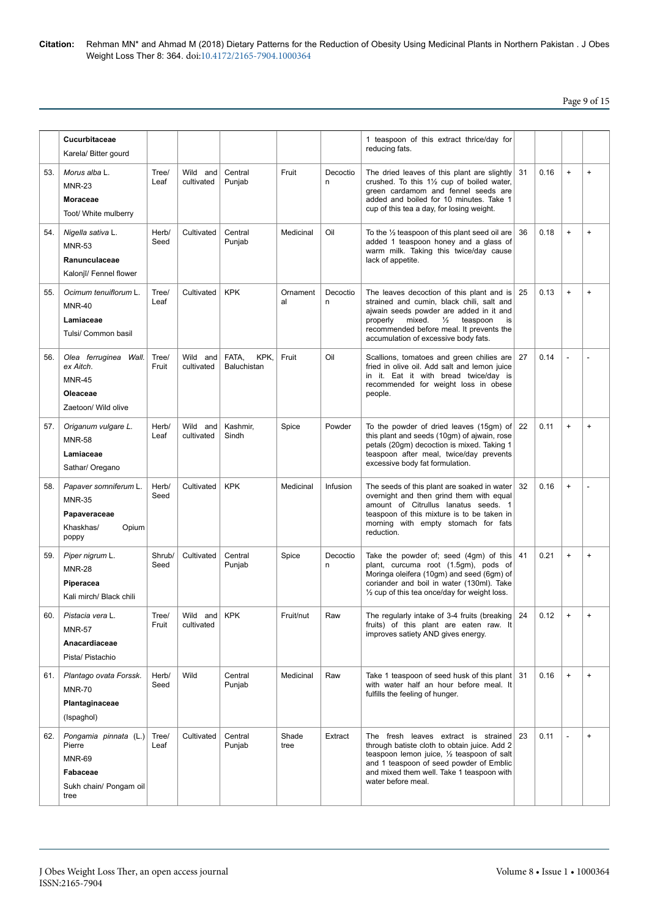|  |  |  |  |  |  |  |  |  |  |  |
|---|---|---|---|---|---|---|---|---|---|---|
|  | **Cucurbitaceae** Karela/ Bitter gourd |  |  |  |  |  | 1 teaspoon of this extract thrice/day for reducing fats. |  |  |  |  |
| 53. | *Morus alba* L. MNR-23 **Moraceae** Toot/ White mulberry | Tree/ Leaf | Wild and cultivated | Central Punjab | Fruit | Decoction | The dried leaves of this plant are slightly crushed. To this 1½ cup of boiled water, green cardamom and fennel seeds are added and boiled for 10 minutes. Take 1 cup of this tea a day, for losing weight. | 31 | 0.16 | + | + |
| 54. | *Nigella sativa* L. MNR-53 **Ranunculaceae** Kalonji/ Fennel flower | Herb/ Seed | Cultivated | Central Punjab | Medicinal | Oil | To the ½ teaspoon of this plant seed oil are added 1 teaspoon honey and a glass of warm milk. Taking this twice/day cause lack of appetite. | 36 | 0.18 | + | + |
| 55. | *Ocimum tenuiflorum* L. MNR-40 **Lamiaceae** Tulsi/ Common basil | Tree/ Leaf | Cultivated | KPK | Ornamental | Decoction | The leaves decoction of this plant and is strained and cumin, black chili, salt and ajwain seeds powder are added in it and properly mixed. ½ teaspoon is recommended before meal. It prevents the accumulation of excessive body fats. | 25 | 0.13 | + | + |
| 56. | *Olea ferruginea* Wall. ex Aitch. MNR-45 **Oleaceae** Zaetoon/ Wild olive | Tree/ Fruit | Wild and cultivated | FATA, KPK, Baluchistan | Fruit | Oil | Scallions, tomatoes and green chilies are fried in olive oil. Add salt and lemon juice in it. Eat it with bread twice/day is recommended for weight loss in obese people. | 27 | 0.14 | - | - |
| 57. | *Origanum vulgare L.* MNR-58 **Lamiaceae** Sathar/ Oregano | Herb/ Leaf | Wild and cultivated | Kashmir, Sindh | Spice | Powder | To the powder of dried leaves (15gm) of this plant and seeds (10gm) of ajwain, rose petals (20gm) decoction is mixed. Taking 1 teaspoon after meal, twice/day prevents excessive body fat formulation. | 22 | 0.11 | + | + |
| 58. | *Papaver somniferum* L. MNR-35 **Papaveraceae** Khaskhas/ Opium poppy | Herb/ Seed | Cultivated | KPK | Medicinal | Infusion | The seeds of this plant are soaked in water overnight and then grind them with equal amount of Citrullus lanatus seeds. 1 teaspoon of this mixture is to be taken in morning with empty stomach for fats reduction. | 32 | 0.16 | + | - |
| 59. | *Piper nigrum* L. MNR-28 **Piperacea** Kali mirch/ Black chili | Shrub/ Seed | Cultivated | Central Punjab | Spice | Decoction | Take the powder of; seed (4gm) of this plant, curcuma root (1.5gm), pods of Moringa oleifera (10gm) and seed (6gm) of coriander and boil in water (130ml). Take ½ cup of this tea once/day for weight loss. | 41 | 0.21 | + | + |
| 60. | *Pistacia vera* L. MNR-57 **Anacardiaceae** Pista/ Pistachio | Tree/ Fruit | Wild and cultivated | KPK | Fruit/nut | Raw | The regularly intake of 3-4 fruits (breaking fruits) of this plant are eaten raw. It improves satiety AND gives energy. | 24 | 0.12 | + | + |
| 61. | *Plantago ovata Forssk.* MNR-70 **Plantaginaceae** (Ispaghol) | Herb/ Seed | Wild | Central Punjab | Medicinal | Raw | Take 1 teaspoon of seed husk of this plant with water half an hour before meal. It fulfills the feeling of hunger. | 31 | 0.16 | + | + |
| 62. | *Pongamia pinnata* (L.) Pierre MNR-69 **Fabaceae** Sukh chain/ Pongam oil tree | Tree/ Leaf | Cultivated | Central Punjab | Shade tree | Extract | The fresh leaves extract is strained through batiste cloth to obtain juice. Add 2 teaspoon lemon juice, ½ teaspoon of salt and 1 teaspoon of seed powder of Emblic and mixed them well. Take 1 teaspoon with water before meal. | 23 | 0.11 | - | + |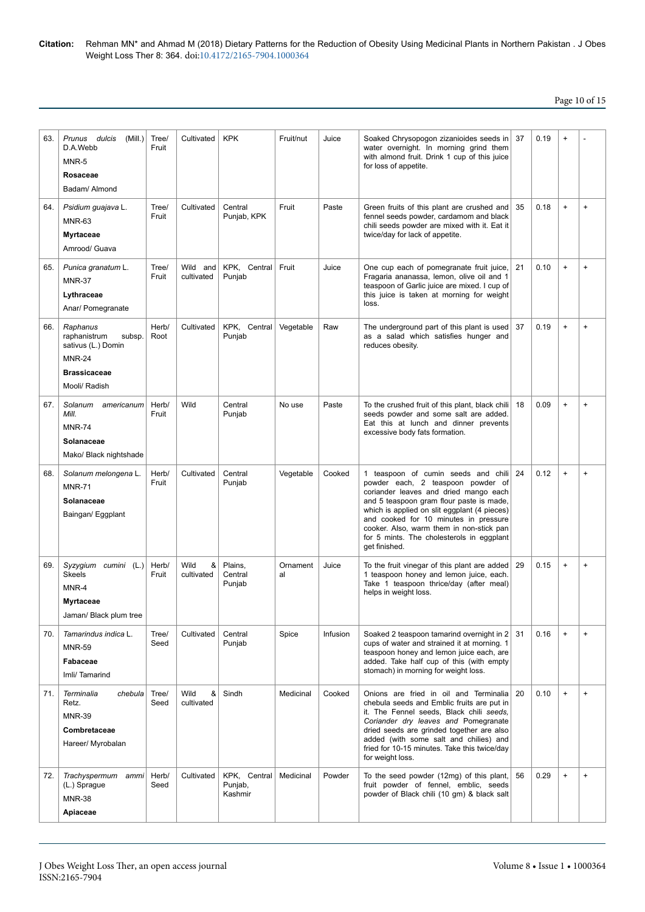| 63. | *Prunus dulcis* (Mill.) D.A.Webb<br>MNR-5<br>**Rosaceae**<br>Badam/ Almond | Tree/ Fruit | Cultivated | KPK | Fruit/nut | Juice | Soaked Chrysopogon zizanioides seeds in water overnight. In morning grind them with almond fruit. Drink 1 cup of this juice for loss of appetite. | 37 | 0.19 | + | - |
|---|---|---|---|---|---|---|---|---|---|---|---|
| 64. | *Psidium guajava* L.<br>MNR-63<br>**Myrtaceae**<br>Amrood/ Guava | Tree/ Fruit | Cultivated | Central Punjab, KPK | Fruit | Paste | Green fruits of this plant are crushed and fennel seeds powder, cardamom and black chili seeds powder are mixed with it. Eat it twice/day for lack of appetite. | 35 | 0.18 | + | + |
| 65. | *Punica granatum* L.<br>MNR-37<br>**Lythraceae**<br>Anar/ Pomegranate | Tree/ Fruit | Wild and cultivated | KPK, Central Punjab | Fruit | Juice | One cup each of pomegranate fruit juice, Fragaria ananassa, lemon, olive oil and 1 teaspoon of Garlic juice are mixed. I cup of this juice is taken at morning for weight loss. | 21 | 0.10 | + | + |
| 66. | *Raphanus raphanistrum* subsp. *sativus* (L.) Domin<br>MNR-24<br>**Brassicaceae**<br>Mooli/ Radish | Herb/ Root | Cultivated | KPK, Central Punjab | Vegetable | Raw | The underground part of this plant is used as a salad which satisfies hunger and reduces obesity. | 37 | 0.19 | + | + |
| 67. | *Solanum americanum Mill.*<br>MNR-74<br>**Solanaceae**<br>Mako/ Black nightshade | Herb/ Fruit | Wild | Central Punjab | No use | Paste | To the crushed fruit of this plant, black chili seeds powder and some salt are added. Eat this at lunch and dinner prevents excessive body fats formation. | 18 | 0.09 | + | + |
| 68. | *Solanum melongena* L.<br>MNR-71<br>**Solanaceae**<br>Baingan/ Eggplant | Herb/ Fruit | Cultivated | Central Punjab | Vegetable | Cooked | 1 teaspoon of cumin seeds and chili powder each, 2 teaspoon powder of coriander leaves and dried mango each and 5 teaspoon gram flour paste is made, which is applied on slit eggplant (4 pieces) and cooked for 10 minutes in pressure cooker. Also, warm them in non-stick pan for 5 mints. The cholesterols in eggplant get finished. | 24 | 0.12 | + | + |
| 69. | *Syzygium cumini* (L.) Skeels<br>MNR-4<br>**Myrtaceae**<br>Jaman/ Black plum tree | Herb/ Fruit | Wild & cultivated | Plains, Central Punjab | Ornamental | Juice | To the fruit vinegar of this plant are added 1 teaspoon honey and lemon juice, each. Take 1 teaspoon thrice/day (after meal) helps in weight loss. | 29 | 0.15 | + | + |
| 70. | *Tamarindus indica* L.<br>MNR-59<br>**Fabaceae**<br>Imli/ Tamarind | Tree/ Seed | Cultivated | Central Punjab | Spice | Infusion | Soaked 2 teaspoon tamarind overnight in 2 cups of water and strained it at morning. 1 teaspoon honey and lemon juice each, are added. Take half cup of this (with empty stomach) in morning for weight loss. | 31 | 0.16 | + | + |
| 71. | *Terminalia chebula* Retz.<br>MNR-39<br>**Combretaceae**<br>Hareer/ Myrobalan | Tree/ Seed | Wild & cultivated | Sindh | Medicinal | Cooked | Onions are fried in oil and Terminalia chebula seeds and Emblic fruits are put in it. The Fennel seeds, Black chili *seeds, Coriander dry leaves and* Pomegranate dried seeds are grinded together are also added (with some salt and chilies) and fried for 10-15 minutes. Take this twice/day for weight loss. | 20 | 0.10 | + | + |
| 72. | *Trachyspermum ammi* (L.) Sprague<br>MNR-38<br>**Apiaceae** | Herb/ Seed | Cultivated | KPK, Central Punjab, Kashmir | Medicinal | Powder | To the seed powder (12mg) of this plant, fruit powder of fennel, emblic, seeds powder of Black chili (10 gm) & black salt | 56 | 0.29 | + | + |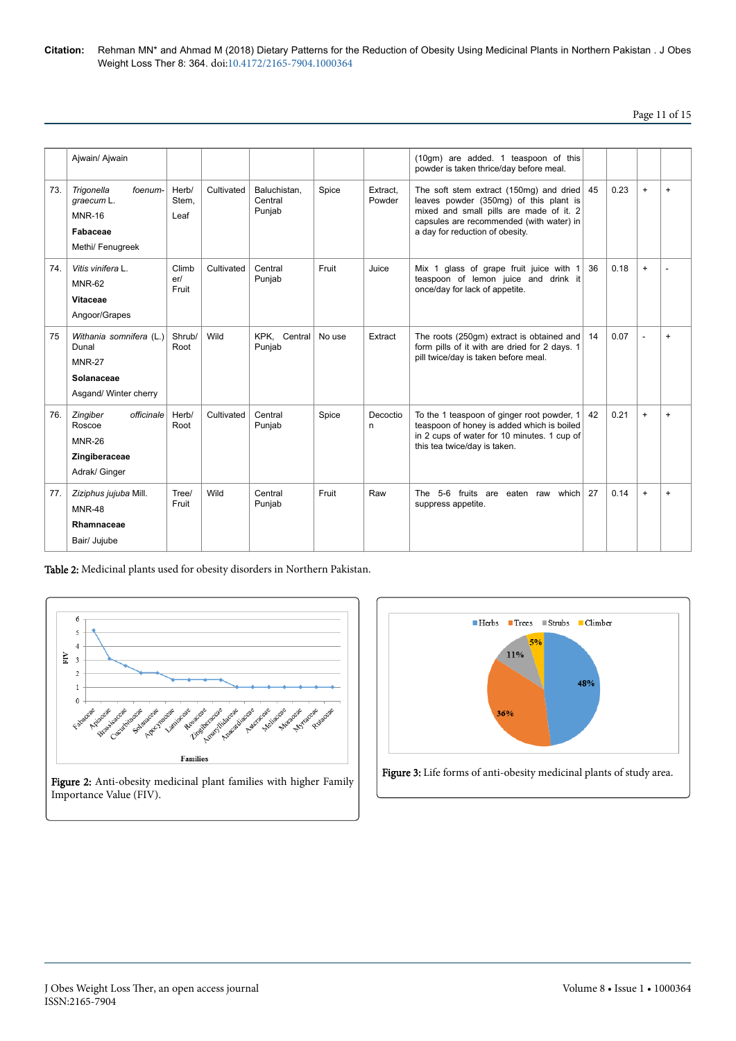| | Ajwain/ Ajwain | | | | | | (10gm) are added. 1 teaspoon of this powder is taken thrice/day before meal. | | | | |
|---|---|---|---|---|---|---|---|---|---|---|---|
| 73. | *Trigonella foenum-graecum* L.<br>MNR-16<br>**Fabaceae**<br>Methi/ Fenugreek | Herb/ Stem, Leaf | Cultivated | Baluchistan, Central Punjab | Spice | Extract, Powder | The soft stem extract (150mg) and dried leaves powder (350mg) of this plant is mixed and small pills are made of it. 2 capsules are recommended (with water) in a day for reduction of obesity. | 45 | 0.23 | + | + |
| 74. | *Vitis vinifera* L.<br>MNR-62<br>**Vitaceae**<br>Angoor/Grapes | Climber/ Fruit | Cultivated | Central Punjab | Fruit | Juice | Mix 1 glass of grape fruit juice with 1 teaspoon of lemon juice and drink it once/day for lack of appetite. | 36 | 0.18 | + | - |
| 75 | *Withania somnifera* (L.) Dunal<br>MNR-27<br>**Solanaceae**<br>Asgand/ Winter cherry | Shrub/ Root | Wild | KPK, Central Punjab | No use | Extract | The roots (250gm) extract is obtained and form pills of it with are dried for 2 days. 1 pill twice/day is taken before meal. | 14 | 0.07 | - | + |
| 76. | *Zingiber officinale* Roscoe<br>MNR-26<br>**Zingiberaceae**<br>Adrak/ Ginger | Herb/ Root | Cultivated | Central Punjab | Spice | Decoction | To the 1 teaspoon of ginger root powder, 1 teaspoon of honey is added which is boiled in 2 cups of water for 10 minutes. 1 cup of this tea twice/day is taken. | 42 | 0.21 | + | + |
| 77. | *Ziziphus jujuba* Mill.<br>MNR-48<br>**Rhamnaceae**<br>Bair/ Jujube | Tree/ Fruit | Wild | Central Punjab | Fruit | Raw | The 5-6 fruits are eaten raw which suppress appetite. | 27 | 0.14 | + | + |

**Table 2:** Medicinal plants used for obesity disorders in Northern Pakistan.

**Figure 2:** Anti-obesity medicinal plant families with higher Family Importance Value (FIV).

**Figure 3:** Life forms of anti-obesity medicinal plants of study area.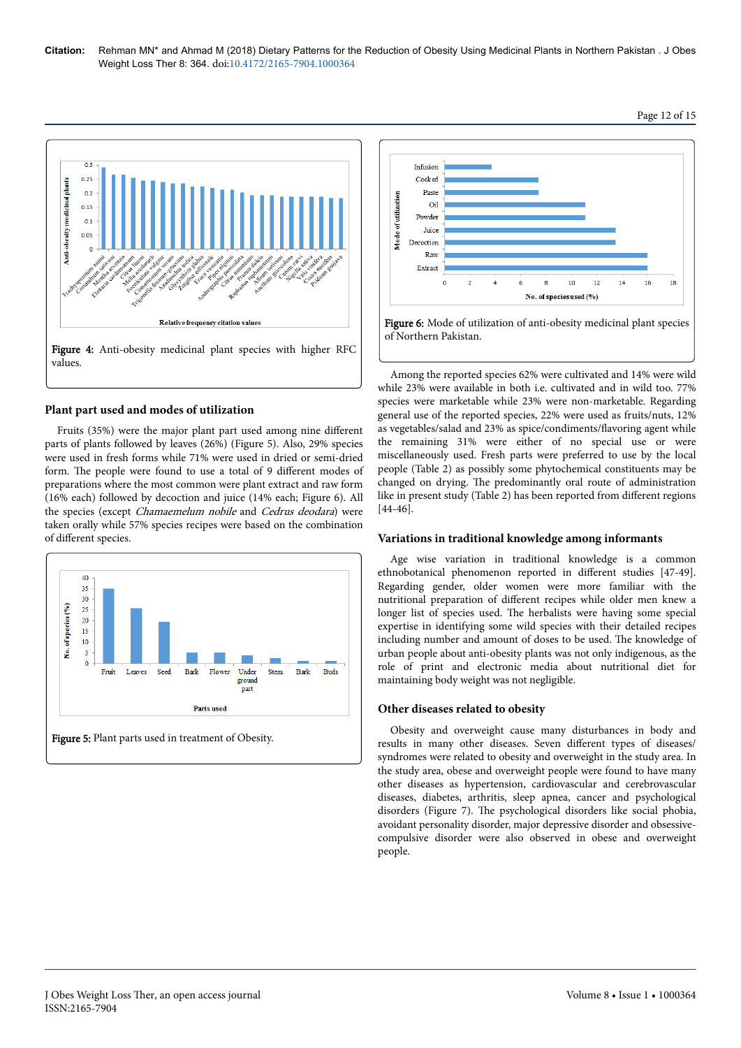Figure 4: Anti-obesity medicinal plant species with higher RFC values.

### Plant part used and modes of utilization

Fruits (35%) were the major plant part used among nine different parts of plants followed by leaves (26%) (Figure 5). Also, 29% species were used in fresh forms while 71% were used in dried or semi-dried form. The people were found to use a total of 9 different modes of preparations where the most common were plant extract and raw form (16% each) followed by decoction and juice (14% each; Figure 6). All the species (except *Chamaemelum nobile* and *Cedrus deodara*) were taken orally while 57% species recipes were based on the combination of different species.

Figure 5: Plant parts used in treatment of Obesity.

Figure 6: Mode of utilization of anti-obesity medicinal plant species of Northern Pakistan.

Among the reported species 62% were cultivated and 14% were wild while 23% were available in both i.e. cultivated and in wild too. 77% species were marketable while 23% were non-marketable. Regarding general use of the reported species, 22% were used as fruits/nuts, 12% as vegetables/salad and 23% as spice/condiments/flavoring agent while the remaining 31% were either of no special use or were miscellaneously used. Fresh parts were preferred to use by the local people (Table 2) as possibly some phytochemical constituents may be changed on drying. The predominantly oral route of administration like in present study (Table 2) has been reported from different regions [44-46].

### Variations in traditional knowledge among informants

Age wise variation in traditional knowledge is a common ethnobotanical phenomenon reported in different studies [47-49]. Regarding gender, older women were more familiar with the nutritional preparation of different recipes while older men knew a longer list of species used. The herbalists were having some special expertise in identifying some wild species with their detailed recipes including number and amount of doses to be used. The knowledge of urban people about anti-obesity plants was not only indigenous, as the role of print and electronic media about nutritional diet for maintaining body weight was not negligible.

### Other diseases related to obesity

Obesity and overweight cause many disturbances in body and results in many other diseases. Seven different types of diseases/ syndromes were related to obesity and overweight in the study area. In the study area, obese and overweight people were found to have many other diseases as hypertension, cardiovascular and cerebrovascular diseases, diabetes, arthritis, sleep apnea, cancer and psychological disorders (Figure 7). The psychological disorders like social phobia, avoidant personality disorder, major depressive disorder and obsessive-compulsive disorder were also observed in obese and overweight people.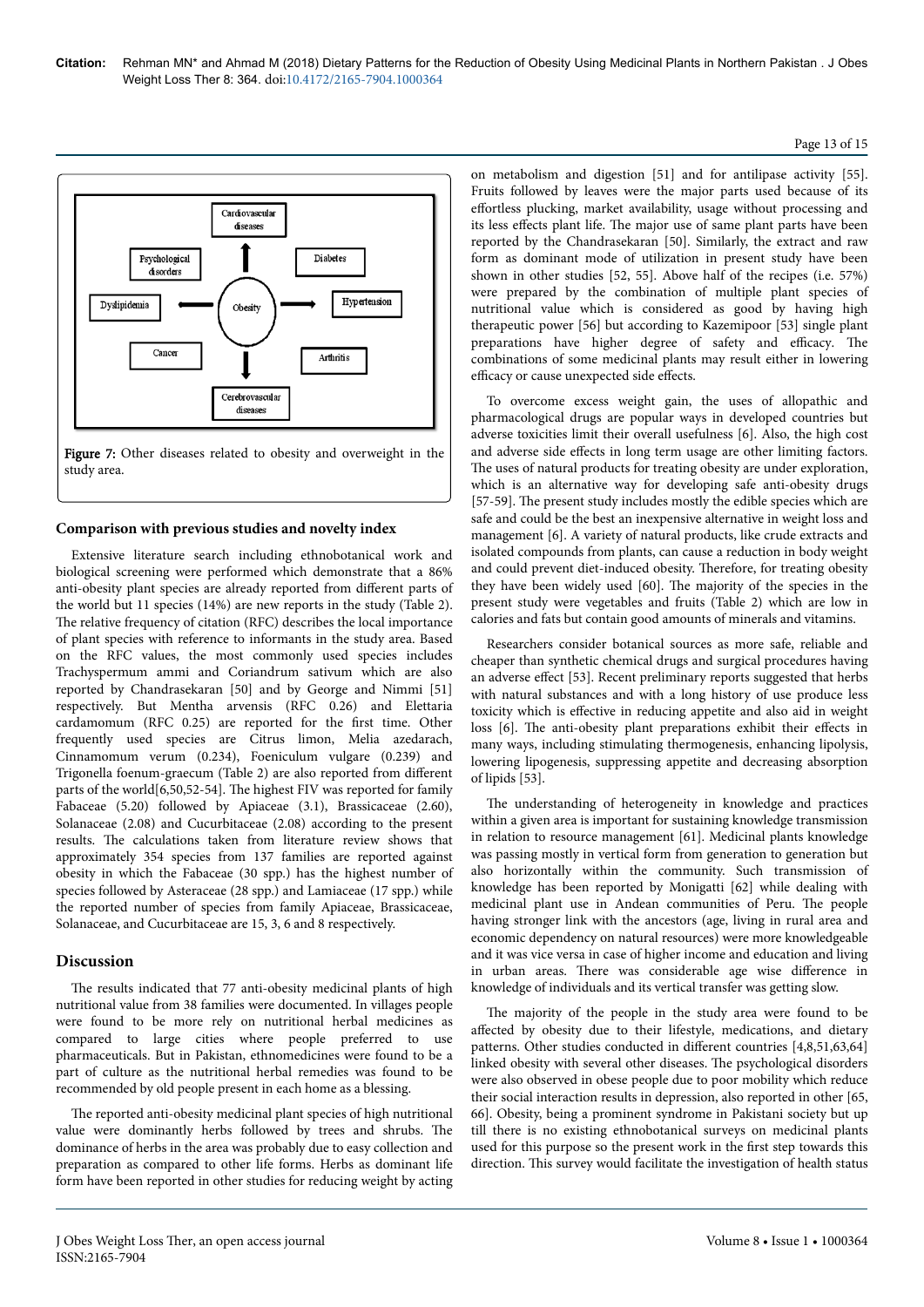Figure 7: Other diseases related to obesity and overweight in the study area.

## Comparison with previous studies and novelty index

Extensive literature search including ethnobotanical work and biological screening were performed which demonstrate that a 86% anti-obesity plant species are already reported from different parts of the world but 11 species (14%) are new reports in the study (Table 2). The relative frequency of citation (RFC) describes the local importance of plant species with reference to informants in the study area. Based on the RFC values, the most commonly used species includes Trachyspermum ammi and Coriandrum sativum which are also reported by Chandrasekaran [50] and by George and Nimmi [51] respectively. But Mentha arvensis (RFC 0.26) and Elettaria cardamomum (RFC 0.25) are reported for the first time. Other frequently used species are Citrus limon, Melia azedarach, Cinnamomum verum (0.234), Foeniculum vulgare (0.239) and Trigonella foenum-graecum (Table 2) are also reported from different parts of the world[6,50,52-54]. The highest FIV was reported for family Fabaceae (5.20) followed by Apiaceae (3.1), Brassicaceae (2.60), Solanaceae (2.08) and Cucurbitaceae (2.08) according to the present results. The calculations taken from literature review shows that approximately 354 species from 137 families are reported against obesity in which the Fabaceae (30 spp.) has the highest number of species followed by Asteraceae (28 spp.) and Lamiaceae (17 spp.) while the reported number of species from family Apiaceae, Brassicaceae, Solanaceae, and Cucurbitaceae are 15, 3, 6 and 8 respectively.

## Discussion

The results indicated that 77 anti-obesity medicinal plants of high nutritional value from 38 families were documented. In villages people were found to be more rely on nutritional herbal medicines as compared to large cities where people preferred to use pharmaceuticals. But in Pakistan, ethnomedicines were found to be a part of culture as the nutritional herbal remedies was found to be recommended by old people present in each home as a blessing.

The reported anti-obesity medicinal plant species of high nutritional value were dominantly herbs followed by trees and shrubs. The dominance of herbs in the area was probably due to easy collection and preparation as compared to other life forms. Herbs as dominant life form have been reported in other studies for reducing weight by acting on metabolism and digestion [51] and for antilipase activity [55]. Fruits followed by leaves were the major parts used because of its effortless plucking, market availability, usage without processing and its less effects plant life. The major use of same plant parts have been reported by the Chandrasekaran [50]. Similarly, the extract and raw form as dominant mode of utilization in present study have been shown in other studies [52, 55]. Above half of the recipes (i.e. 57%) were prepared by the combination of multiple plant species of nutritional value which is considered as good by having high therapeutic power [56] but according to Kazemipoor [53] single plant preparations have higher degree of safety and efficacy. The combinations of some medicinal plants may result either in lowering efficacy or cause unexpected side effects.

To overcome excess weight gain, the uses of allopathic and pharmacological drugs are popular ways in developed countries but adverse toxicities limit their overall usefulness [6]. Also, the high cost and adverse side effects in long term usage are other limiting factors. The uses of natural products for treating obesity are under exploration, which is an alternative way for developing safe anti-obesity drugs [57-59]. The present study includes mostly the edible species which are safe and could be the best an inexpensive alternative in weight loss and management [6]. A variety of natural products, like crude extracts and isolated compounds from plants, can cause a reduction in body weight and could prevent diet-induced obesity. Therefore, for treating obesity they have been widely used [60]. The majority of the species in the present study were vegetables and fruits (Table 2) which are low in calories and fats but contain good amounts of minerals and vitamins.

Researchers consider botanical sources as more safe, reliable and cheaper than synthetic chemical drugs and surgical procedures having an adverse effect [53]. Recent preliminary reports suggested that herbs with natural substances and with a long history of use produce less toxicity which is effective in reducing appetite and also aid in weight loss [6]. The anti-obesity plant preparations exhibit their effects in many ways, including stimulating thermogenesis, enhancing lipolysis, lowering lipogenesis, suppressing appetite and decreasing absorption of lipids [53].

The understanding of heterogeneity in knowledge and practices within a given area is important for sustaining knowledge transmission in relation to resource management [61]. Medicinal plants knowledge was passing mostly in vertical form from generation to generation but also horizontally within the community. Such transmission of knowledge has been reported by Monigatti [62] while dealing with medicinal plant use in Andean communities of Peru. The people having stronger link with the ancestors (age, living in rural area and economic dependency on natural resources) were more knowledgeable and it was vice versa in case of higher income and education and living in urban areas. There was considerable age wise difference in knowledge of individuals and its vertical transfer was getting slow.

The majority of the people in the study area were found to be affected by obesity due to their lifestyle, medications, and dietary patterns. Other studies conducted in different countries [4,8,51,63,64] linked obesity with several other diseases. The psychological disorders were also observed in obese people due to poor mobility which reduce their social interaction results in depression, also reported in other [65, 66]. Obesity, being a prominent syndrome in Pakistani society but up till there is no existing ethnobotanical surveys on medicinal plants used for this purpose so the present work in the first step towards this direction. This survey would facilitate the investigation of health status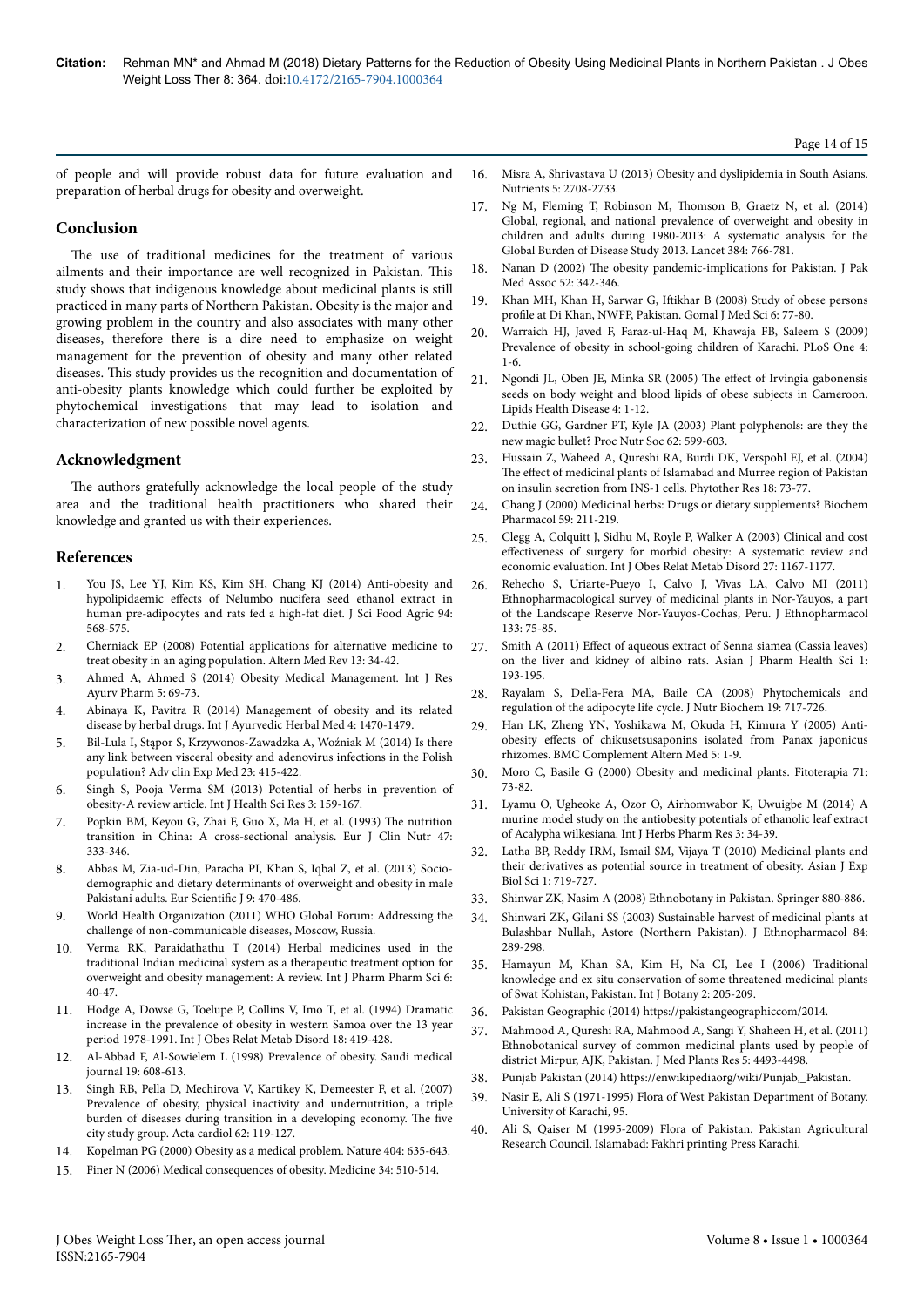of people and will provide robust data for future evaluation and preparation of herbal drugs for obesity and overweight.

## Conclusion

The use of traditional medicines for the treatment of various ailments and their importance are well recognized in Pakistan. This study shows that indigenous knowledge about medicinal plants is still practiced in many parts of Northern Pakistan. Obesity is the major and growing problem in the country and also associates with many other diseases, therefore there is a dire need to emphasize on weight management for the prevention of obesity and many other related diseases. This study provides us the recognition and documentation of anti-obesity plants knowledge which could further be exploited by phytochemical investigations that may lead to isolation and characterization of new possible novel agents.

## Acknowledgment

The authors gratefully acknowledge the local people of the study area and the traditional health practitioners who shared their knowledge and granted us with their experiences.

## References

1. You JS, Lee YJ, Kim KS, Kim SH, Chang KJ (2014) Anti-obesity and hypolipidaemic effects of Nelumbo nucifera seed ethanol extract in human pre-adipocytes and rats fed a high-fat diet. J Sci Food Agric 94: 568-575.
2. Cherniack EP (2008) Potential applications for alternative medicine to treat obesity in an aging population. Altern Med Rev 13: 34-42.
3. Ahmed A, Ahmed S (2014) Obesity Medical Management. Int J Res Ayurv Pharm 5: 69-73.
4. Abinaya K, Pavitra R (2014) Management of obesity and its related disease by herbal drugs. Int J Ayurvedic Herbal Med 4: 1470-1479.
5. Bil-Lula I, Stąpor S, Krzywonos-Zawadzka A, Woźniak M (2014) Is there any link between visceral obesity and adenovirus infections in the Polish population? Adv clin Exp Med 23: 415-422.
6. Singh S, Pooja Verma SM (2013) Potential of herbs in prevention of obesity-A review article. Int J Health Sci Res 3: 159-167.
7. Popkin BM, Keyou G, Zhai F, Guo X, Ma H, et al. (1993) The nutrition transition in China: A cross-sectional analysis. Eur J Clin Nutr 47: 333-346.
8. Abbas M, Zia-ud-Din, Paracha PI, Khan S, Iqbal Z, et al. (2013) Socio-demographic and dietary determinants of overweight and obesity in male Pakistani adults. Eur Scientific J 9: 470-486.
9. World Health Organization (2011) WHO Global Forum: Addressing the challenge of non-communicable diseases, Moscow, Russia.
10. Verma RK, Paraidathathu T (2014) Herbal medicines used in the traditional Indian medicinal system as a therapeutic treatment option for overweight and obesity management: A review. Int J Pharm Pharm Sci 6: 40-47.
11. Hodge A, Dowse G, Toelupe P, Collins V, Imo T, et al. (1994) Dramatic increase in the prevalence of obesity in western Samoa over the 13 year period 1978-1991. Int J Obes Relat Metab Disord 18: 419-428.
12. Al-Abbad F, Al-Sowielem L (1998) Prevalence of obesity. Saudi medical journal 19: 608-613.
13. Singh RB, Pella D, Mechirova V, Kartikey K, Demeester F, et al. (2007) Prevalence of obesity, physical inactivity and undernutrition, a triple burden of diseases during transition in a developing economy. The five city study group. Acta cardiol 62: 119-127.
14. Kopelman PG (2000) Obesity as a medical problem. Nature 404: 635-643.
15. Finer N (2006) Medical consequences of obesity. Medicine 34: 510-514.
16. Misra A, Shrivastava U (2013) Obesity and dyslipidemia in South Asians. Nutrients 5: 2708-2733.
17. Ng M, Fleming T, Robinson M, Thomson B, Graetz N, et al. (2014) Global, regional, and national prevalence of overweight and obesity in children and adults during 1980-2013: A systematic analysis for the Global Burden of Disease Study 2013. Lancet 384: 766-781.
18. Nanan D (2002) The obesity pandemic-implications for Pakistan. J Pak Med Assoc 52: 342-346.
19. Khan MH, Khan H, Sarwar G, Iftikhar B (2008) Study of obese persons profile at Di Khan, NWFP, Pakistan. Gomal J Med Sci 6: 77-80.
20. Warraich HJ, Javed F, Faraz-ul-Haq M, Khawaja FB, Saleem S (2009) Prevalence of obesity in school-going children of Karachi. PLoS One 4: 1-6.
21. Ngondi JL, Oben JE, Minka SR (2005) The effect of Irvingia gabonensis seeds on body weight and blood lipids of obese subjects in Cameroon. Lipids Health Disease 4: 1-12.
22. Duthie GG, Gardner PT, Kyle JA (2003) Plant polyphenols: are they the new magic bullet? Proc Nutr Soc 62: 599-603.
23. Hussain Z, Waheed A, Qureshi RA, Burdi DK, Verspohl EJ, et al. (2004) The effect of medicinal plants of Islamabad and Murree region of Pakistan on insulin secretion from INS-1 cells. Phytother Res 18: 73-77.
24. Chang J (2000) Medicinal herbs: Drugs or dietary supplements? Biochem Pharmacol 59: 211-219.
25. Clegg A, Colquitt J, Sidhu M, Royle P, Walker A (2003) Clinical and cost effectiveness of surgery for morbid obesity: A systematic review and economic evaluation. Int J Obes Relat Metab Disord 27: 1167-1177.
26. Rehecho S, Uriarte-Pueyo I, Calvo J, Vivas LA, Calvo MI (2011) Ethnopharmacological survey of medicinal plants in Nor-Yauyos, a part of the Landscape Reserve Nor-Yauyos-Cochas, Peru. J Ethnopharmacol 133: 75-85.
27. Smith A (2011) Effect of aqueous extract of Senna siamea (Cassia leaves) on the liver and kidney of albino rats. Asian J Pharm Health Sci 1: 193-195.
28. Rayalam S, Della-Fera MA, Baile CA (2008) Phytochemicals and regulation of the adipocyte life cycle. J Nutr Biochem 19: 717-726.
29. Han LK, Zheng YN, Yoshikawa M, Okuda H, Kimura Y (2005) Anti-obesity effects of chikusetsusaponins isolated from Panax japonicus rhizomes. BMC Complement Altern Med 5: 1-9.
30. Moro C, Basile G (2000) Obesity and medicinal plants. Fitoterapia 71: 73-82.
31. Lyamu O, Ugheoke A, Ozor O, Airhomwabor K, Uwuigbe M (2014) A murine model study on the antiobesity potentials of ethanolic leaf extract of Acalypha wilkesiana. Int J Herbs Pharm Res 3: 34-39.
32. Latha BP, Reddy IRM, Ismail SM, Vijaya T (2010) Medicinal plants and their derivatives as potential source in treatment of obesity. Asian J Exp Biol Sci 1: 719-727.
33. Shinwar ZK, Nasim A (2008) Ethnobotany in Pakistan. Springer 880-886.
34. Shinwari ZK, Gilani SS (2003) Sustainable harvest of medicinal plants at Bulashbar Nullah, Astore (Northern Pakistan). J Ethnopharmacol 84: 289-298.
35. Hamayun M, Khan SA, Kim H, Na CI, Lee I (2006) Traditional knowledge and ex situ conservation of some threatened medicinal plants of Swat Kohistan, Pakistan. Int J Botany 2: 205-209.
36. Pakistan Geographic (2014) https://pakistangeographiccom/2014.
37. Mahmood A, Qureshi RA, Mahmood A, Sangi Y, Shaheen H, et al. (2011) Ethnobotanical survey of common medicinal plants used by people of district Mirpur, AJK, Pakistan. J Med Plants Res 5: 4493-4498.
38. Punjab Pakistan (2014) https://enwikipediaorg/wiki/Punjab,_Pakistan.
39. Nasir E, Ali S (1971-1995) Flora of West Pakistan Department of Botany. University of Karachi, 95.
40. Ali S, Qaiser M (1995-2009) Flora of Pakistan. Pakistan Agricultural Research Council, Islamabad: Fakhri printing Press Karachi.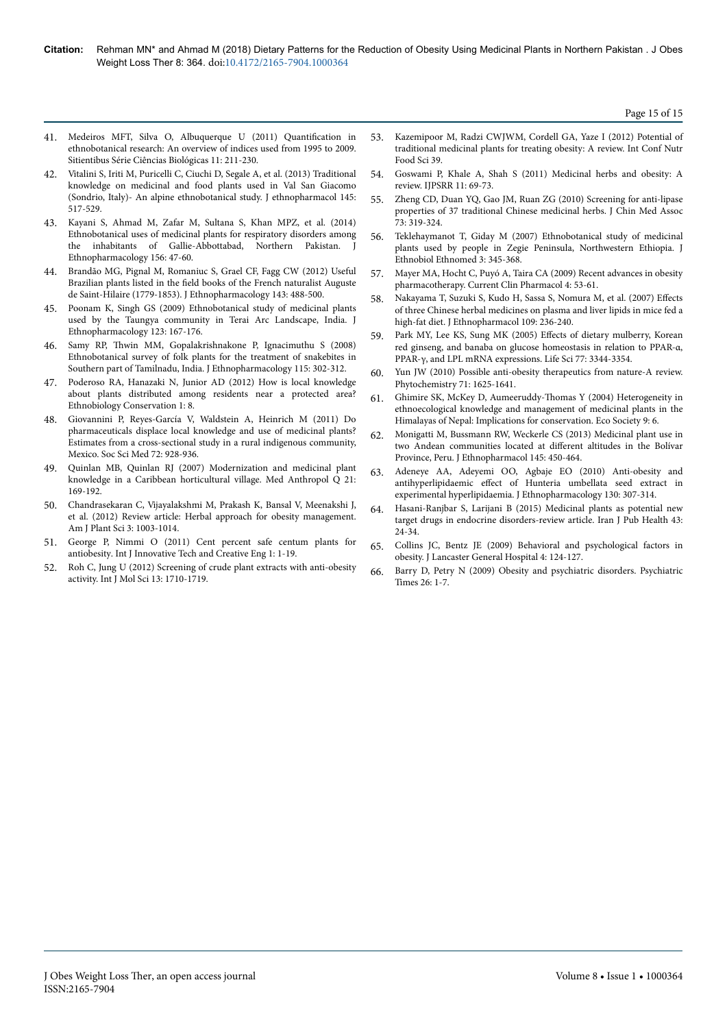41. Medeiros MFT, Silva O, Albuquerque U (2011) Quantification in ethnobotanical research: An overview of indices used from 1995 to 2009. Sitientibus Série Ciências Biológicas 11: 211-230.
42. Vitalini S, Iriti M, Puricelli C, Ciuchi D, Segale A, et al. (2013) Traditional knowledge on medicinal and food plants used in Val San Giacomo (Sondrio, Italy)- An alpine ethnobotanical study. J ethnopharmacol 145: 517-529.
43. Kayani S, Ahmad M, Zafar M, Sultana S, Khan MPZ, et al. (2014) Ethnobotanical uses of medicinal plants for respiratory disorders among the inhabitants of Gallie-Abbottabad, Northern Pakistan. J Ethnopharmacology 156: 47-60.
44. Brandão MG, Pignal M, Romaniuc S, Grael CF, Fagg CW (2012) Useful Brazilian plants listed in the field books of the French naturalist Auguste de Saint-Hilaire (1779-1853). J Ethnopharmacology 143: 488-500.
45. Poonam K, Singh GS (2009) Ethnobotanical study of medicinal plants used by the Taungya community in Terai Arc Landscape, India. J Ethnopharmacology 123: 167-176.
46. Samy RP, Thwin MM, Gopalakrishnakone P, Ignacimuthu S (2008) Ethnobotanical survey of folk plants for the treatment of snakebites in Southern part of Tamilnadu, India. J Ethnopharmacology 115: 302-312.
47. Poderoso RA, Hanazaki N, Junior AD (2012) How is local knowledge about plants distributed among residents near a protected area? Ethnobiology Conservation 1: 8.
48. Giovannini P, Reyes-García V, Waldstein A, Heinrich M (2011) Do pharmaceuticals displace local knowledge and use of medicinal plants? Estimates from a cross-sectional study in a rural indigenous community, Mexico. Soc Sci Med 72: 928-936.
49. Quinlan MB, Quinlan RJ (2007) Modernization and medicinal plant knowledge in a Caribbean horticultural village. Med Anthropol Q 21: 169-192.
50. Chandrasekaran C, Vijayalakshmi M, Prakash K, Bansal V, Meenakshi J, et al. (2012) Review article: Herbal approach for obesity management. Am J Plant Sci 3: 1003-1014.
51. George P, Nimmi O (2011) Cent percent safe centum plants for antiobesity. Int J Innovative Tech and Creative Eng 1: 1-19.
52. Roh C, Jung U (2012) Screening of crude plant extracts with anti-obesity activity. Int J Mol Sci 13: 1710-1719.
53. Kazemipoor M, Radzi CWJWM, Cordell GA, Yaze I (2012) Potential of traditional medicinal plants for treating obesity: A review. Int Conf Nutr Food Sci 39.
54. Goswami P, Khale A, Shah S (2011) Medicinal herbs and obesity: A review. IJPSRR 11: 69-73.
55. Zheng CD, Duan YQ, Gao JM, Ruan ZG (2010) Screening for anti-lipase properties of 37 traditional Chinese medicinal herbs. J Chin Med Assoc 73: 319-324.
56. Teklehaymanot T, Giday M (2007) Ethnobotanical study of medicinal plants used by people in Zegie Peninsula, Northwestern Ethiopia. J Ethnobiol Ethnomed 3: 345-368.
57. Mayer MA, Hocht C, Puyó A, Taira CA (2009) Recent advances in obesity pharmacotherapy. Current Clin Pharmacol 4: 53-61.
58. Nakayama T, Suzuki S, Kudo H, Sassa S, Nomura M, et al. (2007) Effects of three Chinese herbal medicines on plasma and liver lipids in mice fed a high-fat diet. J Ethnopharmacol 109: 236-240.
59. Park MY, Lee KS, Sung MK (2005) Effects of dietary mulberry, Korean red ginseng, and banaba on glucose homeostasis in relation to PPAR-α, PPAR-γ, and LPL mRNA expressions. Life Sci 77: 3344-3354.
60. Yun JW (2010) Possible anti-obesity therapeutics from nature-A review. Phytochemistry 71: 1625-1641.
61. Ghimire SK, McKey D, Aumeeruddy-Thomas Y (2004) Heterogeneity in ethnoecological knowledge and management of medicinal plants in the Himalayas of Nepal: Implications for conservation. Eco Society 9: 6.
62. Monigatti M, Bussmann RW, Weckerle CS (2013) Medicinal plant use in two Andean communities located at different altitudes in the Bolívar Province, Peru. J Ethnopharmacol 145: 450-464.
63. Adeneye AA, Adeyemi OO, Agbaje EO (2010) Anti-obesity and antihyperlipidaemic effect of Hunteria umbellata seed extract in experimental hyperlipidaemia. J Ethnopharmacology 130: 307-314.
64. Hasani-Ranjbar S, Larijani B (2015) Medicinal plants as potential new target drugs in endocrine disorders-review article. Iran J Pub Health 43: 24-34.
65. Collins JC, Bentz JE (2009) Behavioral and psychological factors in obesity. J Lancaster General Hospital 4: 124-127.
66. Barry D, Petry N (2009) Obesity and psychiatric disorders. Psychiatric Times 26: 1-7.